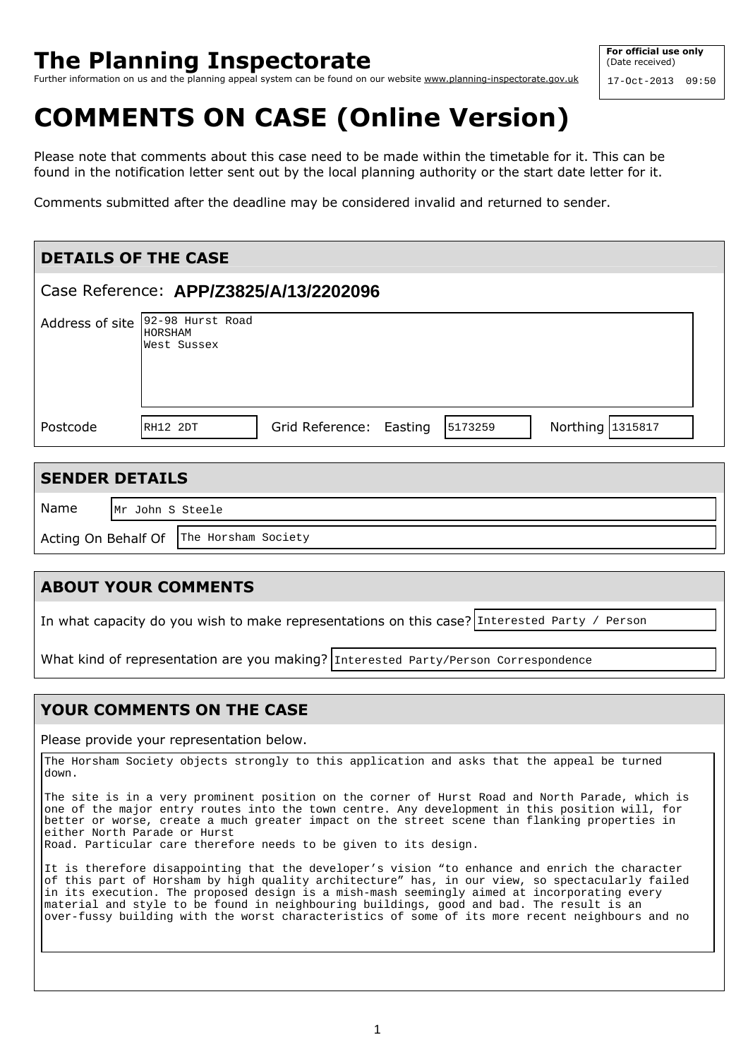# The Planning Inspectorate

Further information on us and the planning appeal system can be found on our website www.planning-inspectorate.gov.uk

**For official use only**
(Date received)
17-Oct-2013 09:50

# COMMENTS ON CASE (Online Version)

Please note that comments about this case need to be made within the timetable for it. This can be found in the notification letter sent out by the local planning authority or the start date letter for it.

Comments submitted after the deadline may be considered invalid and returned to sender.

## DETAILS OF THE CASE

Case Reference: **APP/Z3825/A/13/2202096**

Address of site: 92-98 Hurst Road
HORSHAM
West Sussex

Postcode: RH12 2DT | Grid Reference: Easting 5173259 | Northing 1315817

## SENDER DETAILS

Name: Mr John S Steele

Acting On Behalf Of: The Horsham Society

## ABOUT YOUR COMMENTS

In what capacity do you wish to make representations on this case? Interested Party / Person

What kind of representation are you making? Interested Party/Person Correspondence

## YOUR COMMENTS ON THE CASE

Please provide your representation below.

The Horsham Society objects strongly to this application and asks that the appeal be turned down.

The site is in a very prominent position on the corner of Hurst Road and North Parade, which is one of the major entry routes into the town centre. Any development in this position will, for better or worse, create a much greater impact on the street scene than flanking properties in either North Parade or Hurst Road. Particular care therefore needs to be given to its design.

It is therefore disappointing that the developer's vision "to enhance and enrich the character of this part of Horsham by high quality architecture" has, in our view, so spectacularly failed in its execution. The proposed design is a mish-mash seemingly aimed at incorporating every material and style to be found in neighbouring buildings, good and bad. The result is an over-fussy building with the worst characteristics of some of its more recent neighbours and no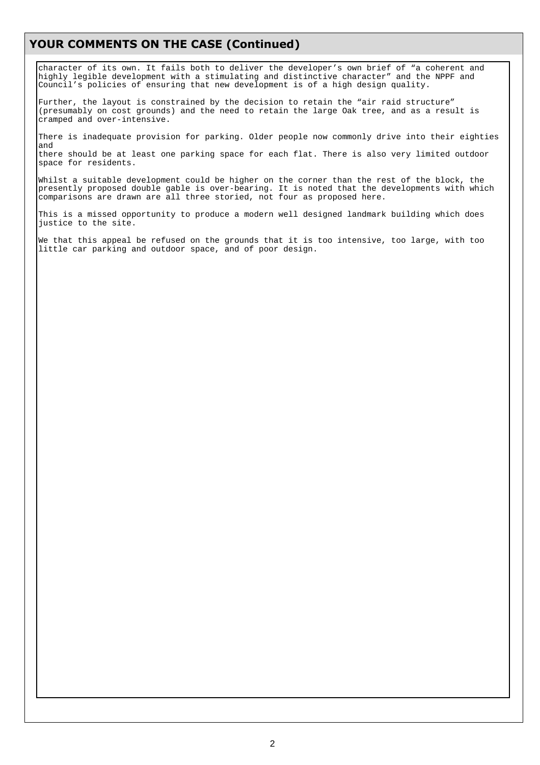## YOUR COMMENTS ON THE CASE (Continued)

character of its own. It fails both to deliver the developer's own brief of "a coherent and highly legible development with a stimulating and distinctive character" and the NPPF and Council's policies of ensuring that new development is of a high design quality.

Further, the layout is constrained by the decision to retain the "air raid structure" (presumably on cost grounds) and the need to retain the large Oak tree, and as a result is cramped and over-intensive.

There is inadequate provision for parking. Older people now commonly drive into their eighties and
there should be at least one parking space for each flat. There is also very limited outdoor space for residents.

Whilst a suitable development could be higher on the corner than the rest of the block, the presently proposed double gable is over-bearing. It is noted that the developments with which comparisons are drawn are all three storied, not four as proposed here.

This is a missed opportunity to produce a modern well designed landmark building which does justice to the site.

We that this appeal be refused on the grounds that it is too intensive, too large, with too little car parking and outdoor space, and of poor design.